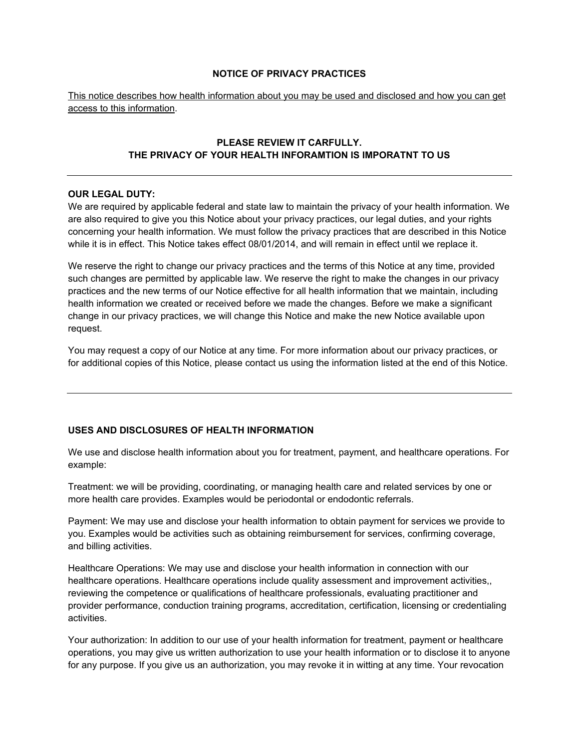# NOTICE OF PRIVACY PRACTICES

This notice describes how health information about you may be used and disclosed and how you can get access to this information.

**PLEASE REVIEW IT CARFULLY.**
**THE PRIVACY OF YOUR HEALTH INFORAMTION IS IMPORATNT TO US**

---

**OUR LEGAL DUTY:**
We are required by applicable federal and state law to maintain the privacy of your health information. We are also required to give you this Notice about your privacy practices, our legal duties, and your rights concerning your health information. We must follow the privacy practices that are described in this Notice while it is in effect. This Notice takes effect 08/01/2014, and will remain in effect until we replace it.

We reserve the right to change our privacy practices and the terms of this Notice at any time, provided such changes are permitted by applicable law. We reserve the right to make the changes in our privacy practices and the new terms of our Notice effective for all health information that we maintain, including health information we created or received before we made the changes. Before we make a significant change in our privacy practices, we will change this Notice and make the new Notice available upon request.

You may request a copy of our Notice at any time. For more information about our privacy practices, or for additional copies of this Notice, please contact us using the information listed at the end of this Notice.

---

**USES AND DISCLOSURES OF HEALTH INFORMATION**

We use and disclose health information about you for treatment, payment, and healthcare operations. For example:

Treatment: we will be providing, coordinating, or managing health care and related services by one or more health care provides. Examples would be periodontal or endodontic referrals.

Payment: We may use and disclose your health information to obtain payment for services we provide to you. Examples would be activities such as obtaining reimbursement for services, confirming coverage, and billing activities.

Healthcare Operations: We may use and disclose your health information in connection with our healthcare operations. Healthcare operations include quality assessment and improvement activities,, reviewing the competence or qualifications of healthcare professionals, evaluating practitioner and provider performance, conduction training programs, accreditation, certification, licensing or credentialing activities.

Your authorization: In addition to our use of your health information for treatment, payment or healthcare operations, you may give us written authorization to use your health information or to disclose it to anyone for any purpose. If you give us an authorization, you may revoke it in witting at any time. Your revocation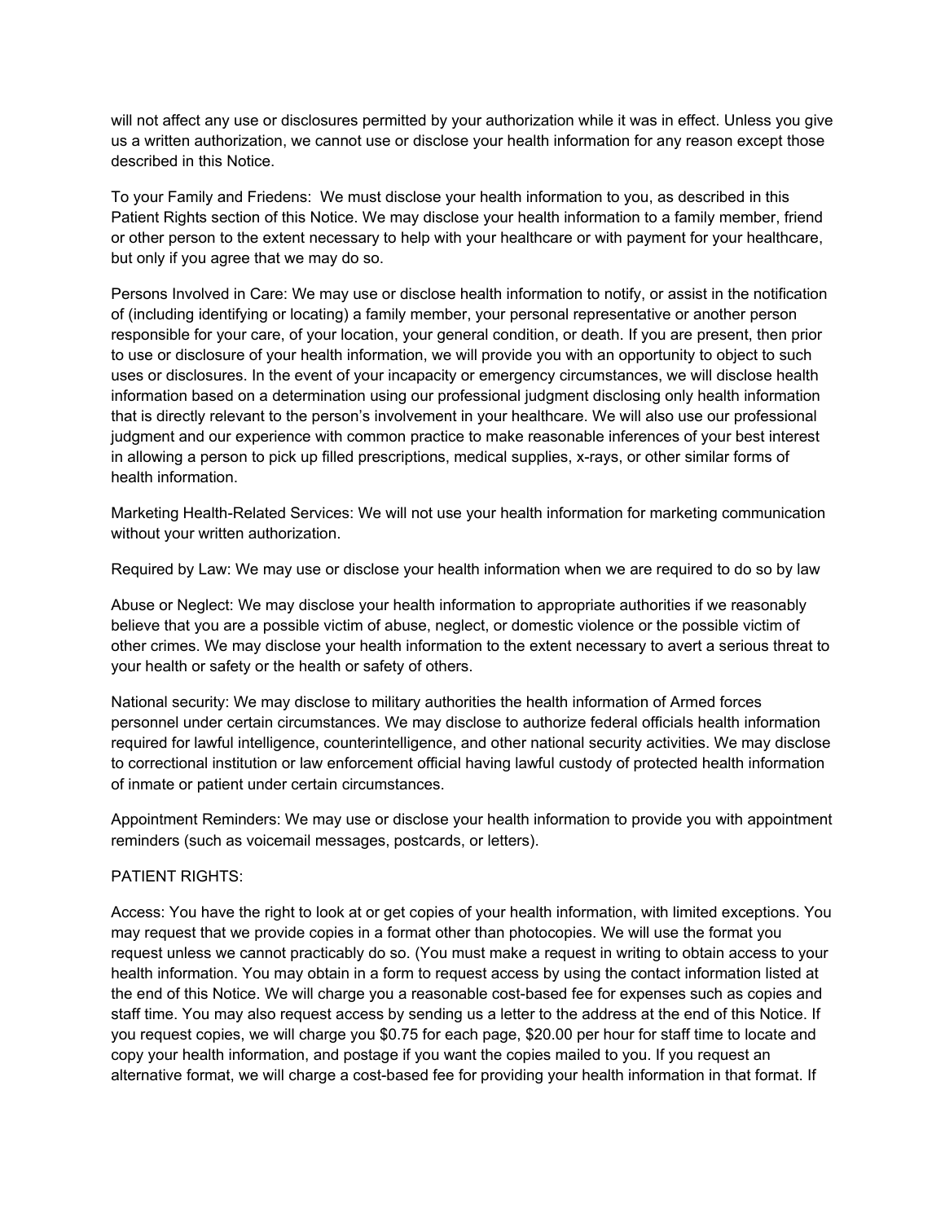will not affect any use or disclosures permitted by your authorization while it was in effect. Unless you give us a written authorization, we cannot use or disclose your health information for any reason except those described in this Notice.

To your Family and Friedens: We must disclose your health information to you, as described in this Patient Rights section of this Notice. We may disclose your health information to a family member, friend or other person to the extent necessary to help with your healthcare or with payment for your healthcare, but only if you agree that we may do so.

Persons Involved in Care: We may use or disclose health information to notify, or assist in the notification of (including identifying or locating) a family member, your personal representative or another person responsible for your care, of your location, your general condition, or death. If you are present, then prior to use or disclosure of your health information, we will provide you with an opportunity to object to such uses or disclosures. In the event of your incapacity or emergency circumstances, we will disclose health information based on a determination using our professional judgment disclosing only health information that is directly relevant to the person's involvement in your healthcare. We will also use our professional judgment and our experience with common practice to make reasonable inferences of your best interest in allowing a person to pick up filled prescriptions, medical supplies, x-rays, or other similar forms of health information.

Marketing Health-Related Services: We will not use your health information for marketing communication without your written authorization.

Required by Law: We may use or disclose your health information when we are required to do so by law

Abuse or Neglect: We may disclose your health information to appropriate authorities if we reasonably believe that you are a possible victim of abuse, neglect, or domestic violence or the possible victim of other crimes. We may disclose your health information to the extent necessary to avert a serious threat to your health or safety or the health or safety of others.

National security: We may disclose to military authorities the health information of Armed forces personnel under certain circumstances. We may disclose to authorize federal officials health information required for lawful intelligence, counterintelligence, and other national security activities. We may disclose to correctional institution or law enforcement official having lawful custody of protected health information of inmate or patient under certain circumstances.

Appointment Reminders: We may use or disclose your health information to provide you with appointment reminders (such as voicemail messages, postcards, or letters).

PATIENT RIGHTS:

Access: You have the right to look at or get copies of your health information, with limited exceptions. You may request that we provide copies in a format other than photocopies. We will use the format you request unless we cannot practicably do so. (You must make a request in writing to obtain access to your health information. You may obtain in a form to request access by using the contact information listed at the end of this Notice. We will charge you a reasonable cost-based fee for expenses such as copies and staff time. You may also request access by sending us a letter to the address at the end of this Notice. If you request copies, we will charge you $0.75 for each page, $20.00 per hour for staff time to locate and copy your health information, and postage if you want the copies mailed to you. If you request an alternative format, we will charge a cost-based fee for providing your health information in that format. If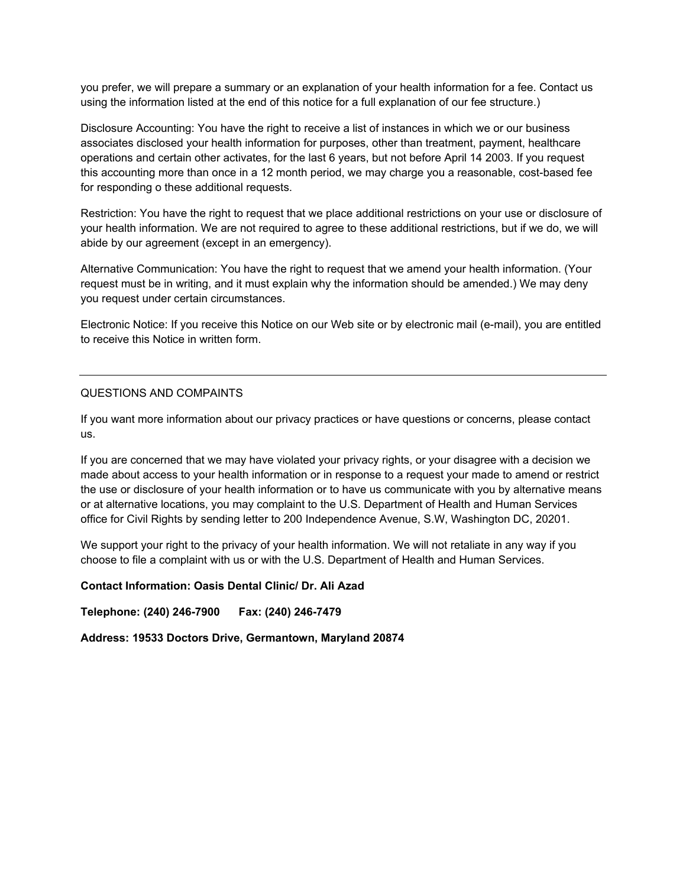you prefer, we will prepare a summary or an explanation of your health information for a fee. Contact us using the information listed at the end of this notice for a full explanation of our fee structure.)

Disclosure Accounting: You have the right to receive a list of instances in which we or our business associates disclosed your health information for purposes, other than treatment, payment, healthcare operations and certain other activates, for the last 6 years, but not before April 14 2003. If you request this accounting more than once in a 12 month period, we may charge you a reasonable, cost-based fee for responding o these additional requests.

Restriction: You have the right to request that we place additional restrictions on your use or disclosure of your health information. We are not required to agree to these additional restrictions, but if we do, we will abide by our agreement (except in an emergency).

Alternative Communication: You have the right to request that we amend your health information. (Your request must be in writing, and it must explain why the information should be amended.) We may deny you request under certain circumstances.

Electronic Notice: If you receive this Notice on our Web site or by electronic mail (e-mail), you are entitled to receive this Notice in written form.

---

QUESTIONS AND COMPAINTS

If you want more information about our privacy practices or have questions or concerns, please contact us.

If you are concerned that we may have violated your privacy rights, or your disagree with a decision we made about access to your health information or in response to a request your made to amend or restrict the use or disclosure of your health information or to have us communicate with you by alternative means or at alternative locations, you may complaint to the U.S. Department of Health and Human Services office for Civil Rights by sending letter to 200 Independence Avenue, S.W, Washington DC, 20201.

We support your right to the privacy of your health information. We will not retaliate in any way if you choose to file a complaint with us or with the U.S. Department of Health and Human Services.

**Contact Information: Oasis Dental Clinic/ Dr. Ali Azad**

**Telephone: (240) 246-7900 Fax: (240) 246-7479**

**Address: 19533 Doctors Drive, Germantown, Maryland 20874**